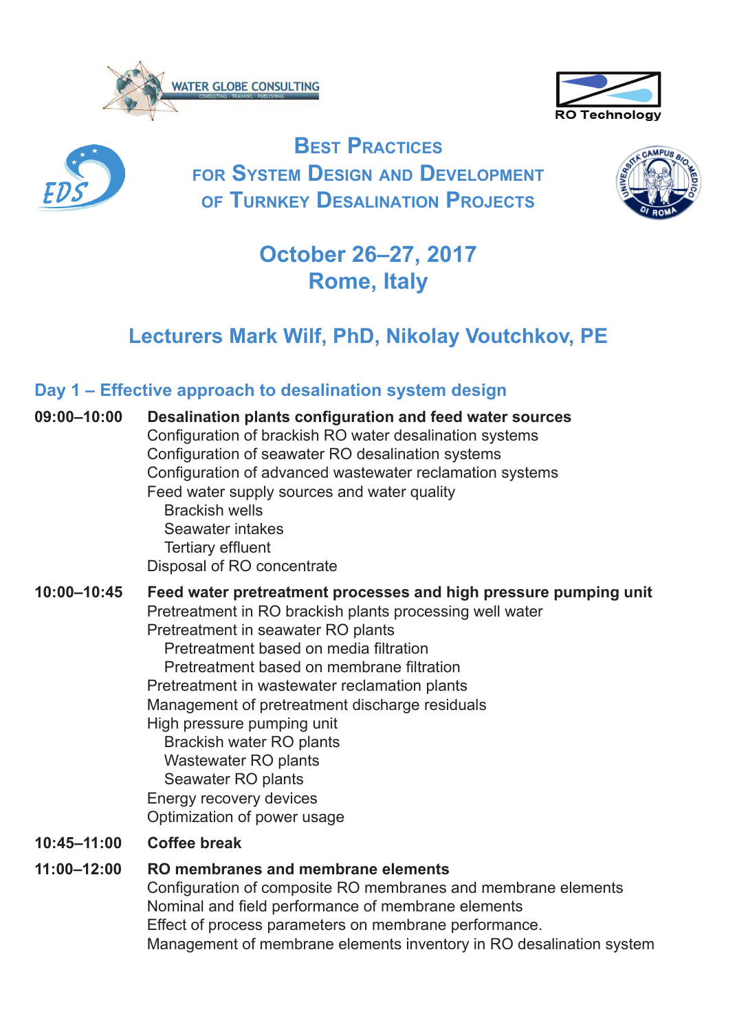WATER GLOBE CONSULTING

CONSULTING · TRAINING · PUBLISHING

RO Technology

EDS

# Best Practices for System Design and Development of Turnkey Desalination Projects

## October 26–27, 2017
## Rome, Italy

## Lecturers Mark Wilf, PhD, Nikolay Voutchkov, PE

### Day 1 – Effective approach to desalination system design

**09:00–10:00** **Desalination plants configuration and feed water sources**

- Configuration of brackish RO water desalination systems
- Configuration of seawater RO desalination systems
- Configuration of advanced wastewater reclamation systems
- Feed water supply sources and water quality
  - Brackish wells
  - Seawater intakes
  - Tertiary effluent
- Disposal of RO concentrate

**10:00–10:45** **Feed water pretreatment processes and high pressure pumping unit**

- Pretreatment in RO brackish plants processing well water
- Pretreatment in seawater RO plants
  - Pretreatment based on media filtration
  - Pretreatment based on membrane filtration
- Pretreatment in wastewater reclamation plants
- Management of pretreatment discharge residuals
- High pressure pumping unit
  - Brackish water RO plants
  - Wastewater RO plants
  - Seawater RO plants
- Energy recovery devices
- Optimization of power usage

**10:45–11:00** **Coffee break**

**11:00–12:00** **RO membranes and membrane elements**

- Configuration of composite RO membranes and membrane elements
- Nominal and field performance of membrane elements
- Effect of process parameters on membrane performance.
- Management of membrane elements inventory in RO desalination system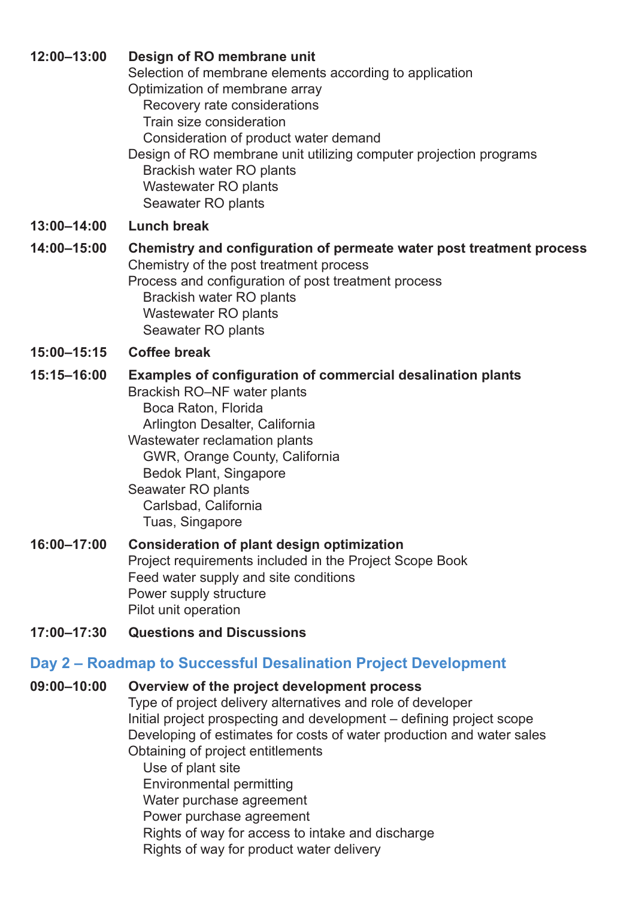**12:00–13:00** **Design of RO membrane unit**

Selection of membrane elements according to application
Optimization of membrane array
- Recovery rate considerations
- Train size consideration
- Consideration of product water demand

Design of RO membrane unit utilizing computer projection programs
- Brackish water RO plants
- Wastewater RO plants
- Seawater RO plants

**13:00–14:00** **Lunch break**

**14:00–15:00** **Chemistry and configuration of permeate water post treatment process**

Chemistry of the post treatment process
Process and configuration of post treatment process
- Brackish water RO plants
- Wastewater RO plants
- Seawater RO plants

**15:00–15:15** **Coffee break**

**15:15–16:00** **Examples of configuration of commercial desalination plants**

Brackish RO–NF water plants
- Boca Raton, Florida
- Arlington Desalter, California

Wastewater reclamation plants
- GWR, Orange County, California
- Bedok Plant, Singapore

Seawater RO plants
- Carlsbad, California
- Tuas, Singapore

**16:00–17:00** **Consideration of plant design optimization**

Project requirements included in the Project Scope Book
Feed water supply and site conditions
Power supply structure
Pilot unit operation

**17:00–17:30** **Questions and Discussions**

## Day 2 – Roadmap to Successful Desalination Project Development

**09:00–10:00** **Overview of the project development process**

Type of project delivery alternatives and role of developer
Initial project prospecting and development – defining project scope
Developing of estimates for costs of water production and water sales
Obtaining of project entitlements
- Use of plant site
- Environmental permitting
- Water purchase agreement
- Power purchase agreement
- Rights of way for access to intake and discharge
- Rights of way for product water delivery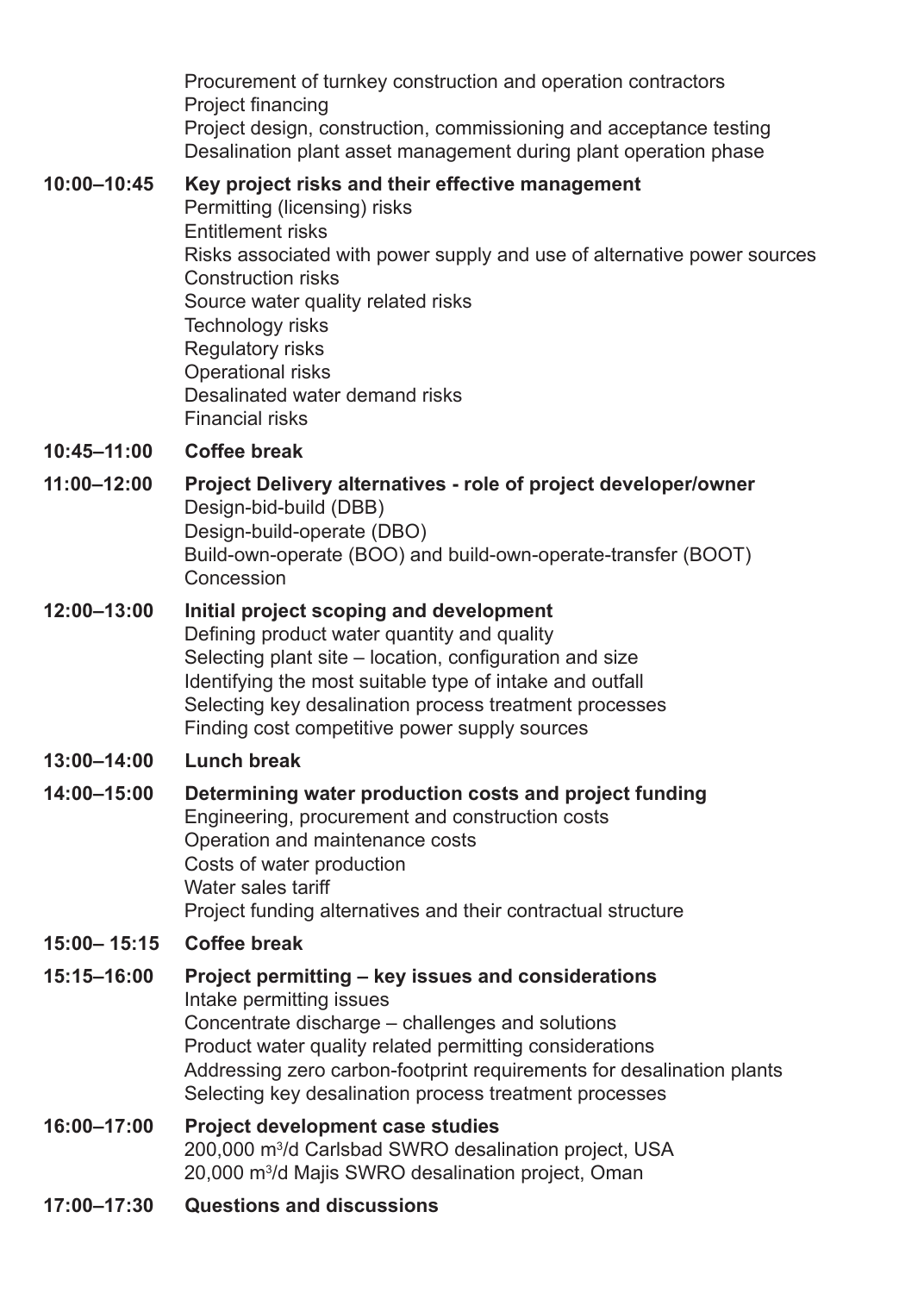Procurement of turnkey construction and operation contractors
Project financing
Project design, construction, commissioning and acceptance testing
Desalination plant asset management during plant operation phase

**10:00–10:45** **Key project risks and their effective management**
Permitting (licensing) risks
Entitlement risks
Risks associated with power supply and use of alternative power sources
Construction risks
Source water quality related risks
Technology risks
Regulatory risks
Operational risks
Desalinated water demand risks
Financial risks

**10:45–11:00** **Coffee break**

**11:00–12:00** **Project Delivery alternatives - role of project developer/owner**
Design-bid-build (DBB)
Design-build-operate (DBO)
Build-own-operate (BOO) and build-own-operate-transfer (BOOT)
Concession

**12:00–13:00** **Initial project scoping and development**
Defining product water quantity and quality
Selecting plant site – location, configuration and size
Identifying the most suitable type of intake and outfall
Selecting key desalination process treatment processes
Finding cost competitive power supply sources

**13:00–14:00** **Lunch break**

**14:00–15:00** **Determining water production costs and project funding**
Engineering, procurement and construction costs
Operation and maintenance costs
Costs of water production
Water sales tariff
Project funding alternatives and their contractual structure

**15:00– 15:15** **Coffee break**

**15:15–16:00** **Project permitting – key issues and considerations**
Intake permitting issues
Concentrate discharge – challenges and solutions
Product water quality related permitting considerations
Addressing zero carbon-footprint requirements for desalination plants
Selecting key desalination process treatment processes

**16:00–17:00** **Project development case studies**
200,000 $m^3$/d Carlsbad SWRO desalination project, USA
20,000 $m^3$/d Majis SWRO desalination project, Oman

**17:00–17:30** **Questions and discussions**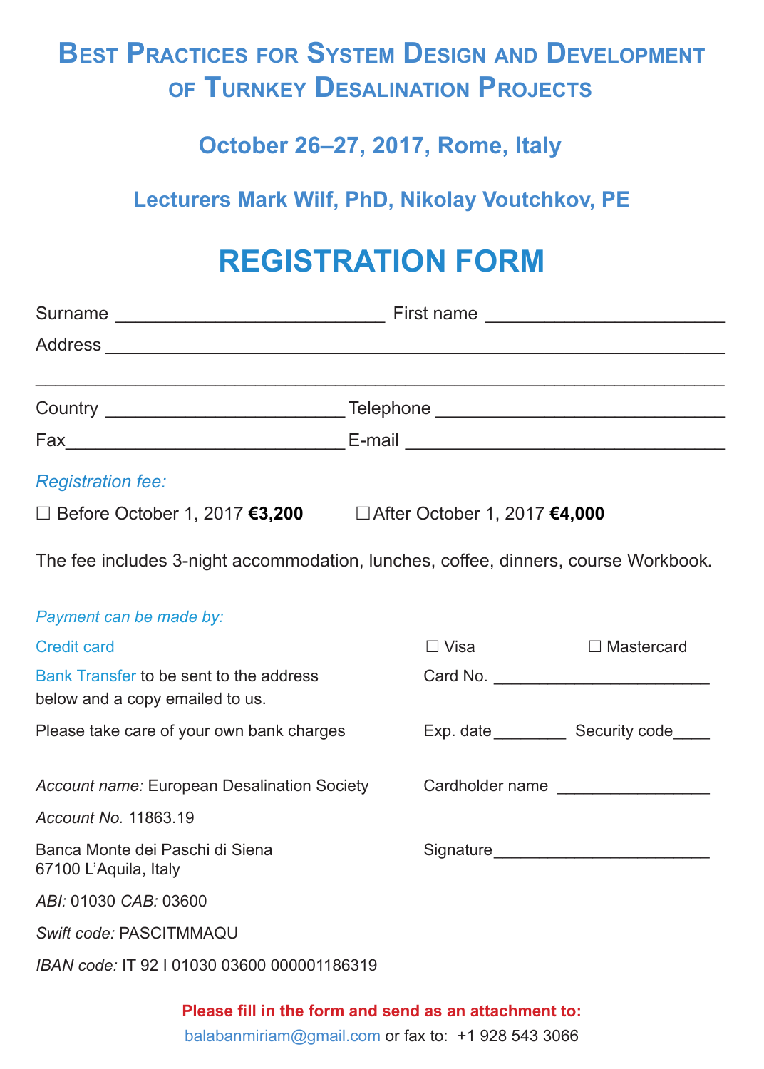# Best Practices for System Design and Development of Turnkey Desalination Projects

## October 26–27, 2017, Rome, Italy

### Lecturers Mark Wilf, PhD, Nikolay Voutchkov, PE

# REGISTRATION FORM

Surname ___________________________ First name ________________________

Address ____________________________________________________________

____________________________________________________________________

Country ________________________ Telephone _____________________________

Fax____________________________ E-mail _________________________________

*Registration fee:*

☐ Before October 1, 2017 **€3,200** ☐ After October 1, 2017 **€4,000**

The fee includes 3-night accommodation, lunches, coffee, dinners, course Workbook.

*Payment can be made by:*

Credit card ☐ Visa ☐ Mastercard

Card No. ________________________

Exp. date________ Security code____

Cardholder name _________________

Signature________________________

Bank Transfer to be sent to the address below and a copy emailed to us.

Please take care of your own bank charges

*Account name:* European Desalination Society

*Account No.* 11863.19

Banca Monte dei Paschi di Siena
67100 L'Aquila, Italy

*ABI:* 01030 *CAB:* 03600

*Swift code:* PASCITMMAQU

*IBAN code:* IT 92 I 01030 03600 000001186319

**Please fill in the form and send as an attachment to:**

balabanmiriam@gmail.com or fax to: +1 928 543 3066